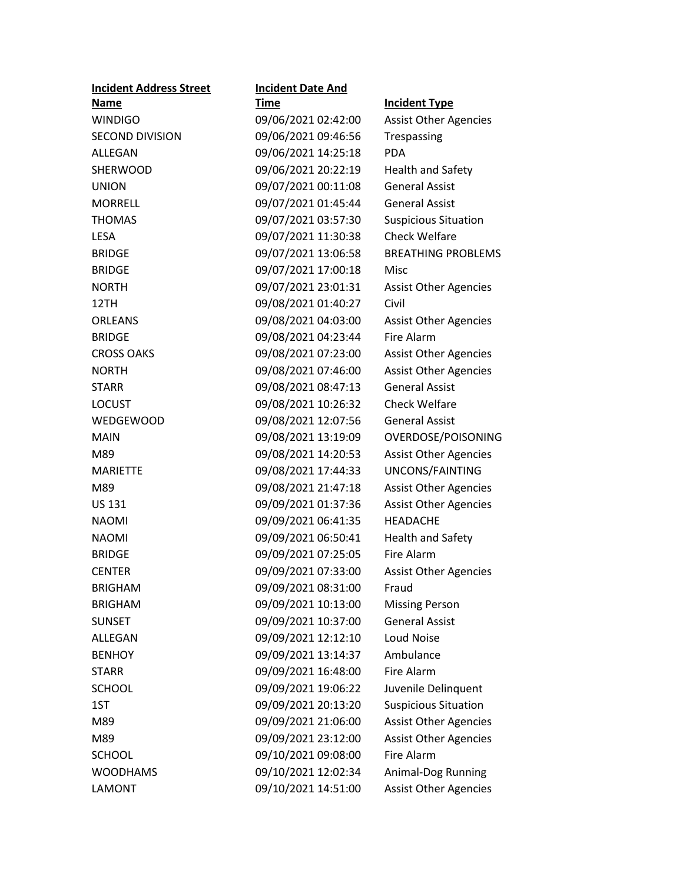| Incident Address Street Name | Incident Date And Time | Incident Type |
|---|---|---|
| WINDIGO | 09/06/2021 02:42:00 | Assist Other Agencies |
| SECOND DIVISION | 09/06/2021 09:46:56 | Trespassing |
| ALLEGAN | 09/06/2021 14:25:18 | PDA |
| SHERWOOD | 09/06/2021 20:22:19 | Health and Safety |
| UNION | 09/07/2021 00:11:08 | General Assist |
| MORRELL | 09/07/2021 01:45:44 | General Assist |
| THOMAS | 09/07/2021 03:57:30 | Suspicious Situation |
| LESA | 09/07/2021 11:30:38 | Check Welfare |
| BRIDGE | 09/07/2021 13:06:58 | BREATHING PROBLEMS |
| BRIDGE | 09/07/2021 17:00:18 | Misc |
| NORTH | 09/07/2021 23:01:31 | Assist Other Agencies |
| 12TH | 09/08/2021 01:40:27 | Civil |
| ORLEANS | 09/08/2021 04:03:00 | Assist Other Agencies |
| BRIDGE | 09/08/2021 04:23:44 | Fire Alarm |
| CROSS OAKS | 09/08/2021 07:23:00 | Assist Other Agencies |
| NORTH | 09/08/2021 07:46:00 | Assist Other Agencies |
| STARR | 09/08/2021 08:47:13 | General Assist |
| LOCUST | 09/08/2021 10:26:32 | Check Welfare |
| WEDGEWOOD | 09/08/2021 12:07:56 | General Assist |
| MAIN | 09/08/2021 13:19:09 | OVERDOSE/POISONING |
| M89 | 09/08/2021 14:20:53 | Assist Other Agencies |
| MARIETTE | 09/08/2021 17:44:33 | UNCONS/FAINTING |
| M89 | 09/08/2021 21:47:18 | Assist Other Agencies |
| US 131 | 09/09/2021 01:37:36 | Assist Other Agencies |
| NAOMI | 09/09/2021 06:41:35 | HEADACHE |
| NAOMI | 09/09/2021 06:50:41 | Health and Safety |
| BRIDGE | 09/09/2021 07:25:05 | Fire Alarm |
| CENTER | 09/09/2021 07:33:00 | Assist Other Agencies |
| BRIGHAM | 09/09/2021 08:31:00 | Fraud |
| BRIGHAM | 09/09/2021 10:13:00 | Missing Person |
| SUNSET | 09/09/2021 10:37:00 | General Assist |
| ALLEGAN | 09/09/2021 12:12:10 | Loud Noise |
| BENHOY | 09/09/2021 13:14:37 | Ambulance |
| STARR | 09/09/2021 16:48:00 | Fire Alarm |
| SCHOOL | 09/09/2021 19:06:22 | Juvenile Delinquent |
| 1ST | 09/09/2021 20:13:20 | Suspicious Situation |
| M89 | 09/09/2021 21:06:00 | Assist Other Agencies |
| M89 | 09/09/2021 23:12:00 | Assist Other Agencies |
| SCHOOL | 09/10/2021 09:08:00 | Fire Alarm |
| WOODHAMS | 09/10/2021 12:02:34 | Animal-Dog Running |
| LAMONT | 09/10/2021 14:51:00 | Assist Other Agencies |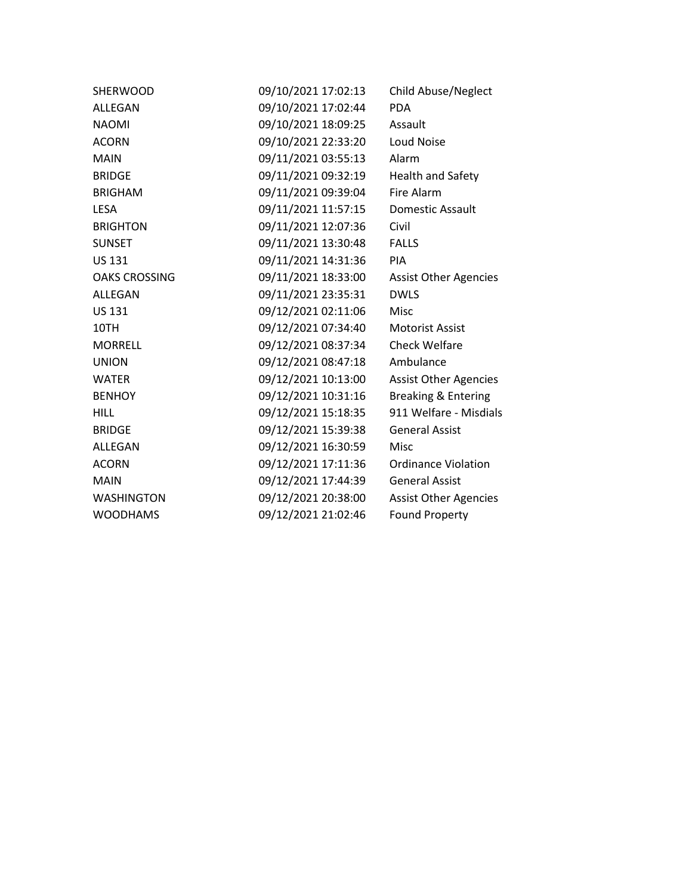| | | |
|---|---|---|
| SHERWOOD | 09/10/2021 17:02:13 | Child Abuse/Neglect |
| ALLEGAN | 09/10/2021 17:02:44 | PDA |
| NAOMI | 09/10/2021 18:09:25 | Assault |
| ACORN | 09/10/2021 22:33:20 | Loud Noise |
| MAIN | 09/11/2021 03:55:13 | Alarm |
| BRIDGE | 09/11/2021 09:32:19 | Health and Safety |
| BRIGHAM | 09/11/2021 09:39:04 | Fire Alarm |
| LESA | 09/11/2021 11:57:15 | Domestic Assault |
| BRIGHTON | 09/11/2021 12:07:36 | Civil |
| SUNSET | 09/11/2021 13:30:48 | FALLS |
| US 131 | 09/11/2021 14:31:36 | PIA |
| OAKS CROSSING | 09/11/2021 18:33:00 | Assist Other Agencies |
| ALLEGAN | 09/11/2021 23:35:31 | DWLS |
| US 131 | 09/12/2021 02:11:06 | Misc |
| 10TH | 09/12/2021 07:34:40 | Motorist Assist |
| MORRELL | 09/12/2021 08:37:34 | Check Welfare |
| UNION | 09/12/2021 08:47:18 | Ambulance |
| WATER | 09/12/2021 10:13:00 | Assist Other Agencies |
| BENHOY | 09/12/2021 10:31:16 | Breaking & Entering |
| HILL | 09/12/2021 15:18:35 | 911 Welfare - Misdials |
| BRIDGE | 09/12/2021 15:39:38 | General Assist |
| ALLEGAN | 09/12/2021 16:30:59 | Misc |
| ACORN | 09/12/2021 17:11:36 | Ordinance Violation |
| MAIN | 09/12/2021 17:44:39 | General Assist |
| WASHINGTON | 09/12/2021 20:38:00 | Assist Other Agencies |
| WOODHAMS | 09/12/2021 21:02:46 | Found Property |